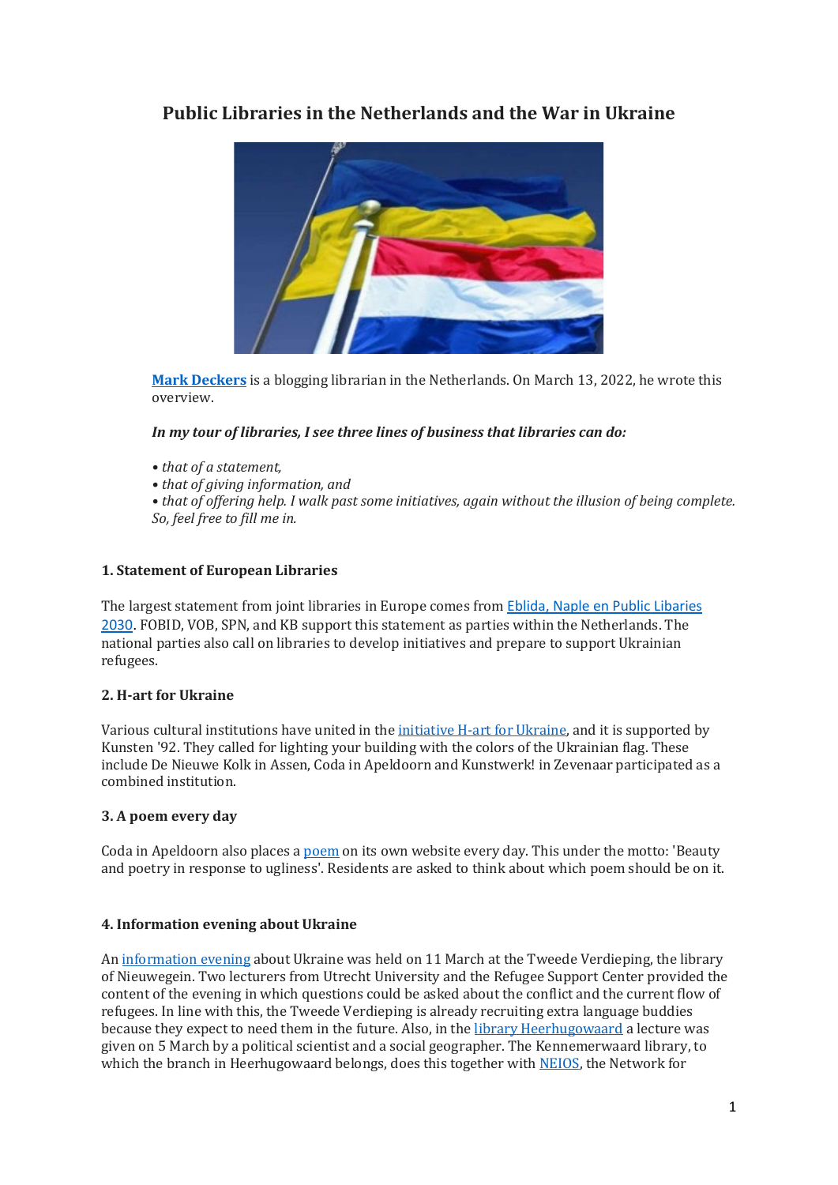# Public Libraries in the Netherlands and the War in Ukraine

**Mark Deckers** is a blogging librarian in the Netherlands. On March 13, 2022, he wrote this overview.

***In my tour of libraries, I see three lines of business that libraries can do:***

*• that of a statement,*
*• that of giving information, and*
*• that of offering help. I walk past some initiatives, again without the illusion of being complete. So, feel free to fill me in.*

### 1. Statement of European Libraries

The largest statement from joint libraries in Europe comes from Eblida, Naple en Public Libaries 2030. FOBID, VOB, SPN, and KB support this statement as parties within the Netherlands. The national parties also call on libraries to develop initiatives and prepare to support Ukrainian refugees.

### 2. H-art for Ukraine

Various cultural institutions have united in the initiative H-art for Ukraine, and it is supported by Kunsten '92. They called for lighting your building with the colors of the Ukrainian flag. These include De Nieuwe Kolk in Assen, Coda in Apeldoorn and Kunstwerk! in Zevenaar participated as a combined institution.

### 3. A poem every day

Coda in Apeldoorn also places a poem on its own website every day. This under the motto: 'Beauty and poetry in response to ugliness'. Residents are asked to think about which poem should be on it.

### 4. Information evening about Ukraine

An information evening about Ukraine was held on 11 March at the Tweede Verdieping, the library of Nieuwegein. Two lecturers from Utrecht University and the Refugee Support Center provided the content of the evening in which questions could be asked about the conflict and the current flow of refugees. In line with this, the Tweede Verdieping is already recruiting extra language buddies because they expect to need them in the future. Also, in the library Heerhugowaard a lecture was given on 5 March by a political scientist and a social geographer. The Kennemerwaard library, to which the branch in Heerhugowaard belongs, does this together with NEIOS, the Network for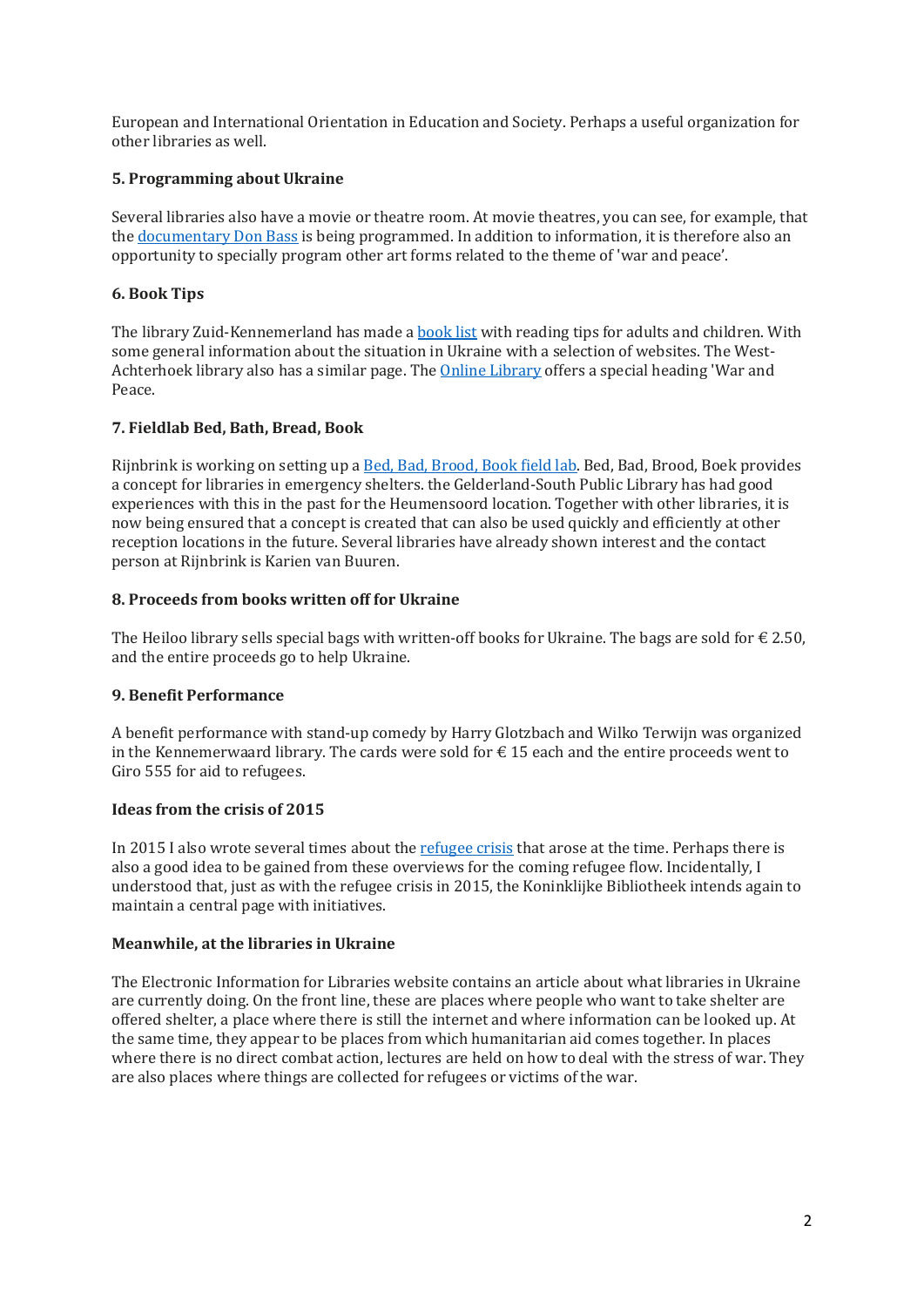European and International Orientation in Education and Society. Perhaps a useful organization for other libraries as well.

### 5. Programming about Ukraine

Several libraries also have a movie or theatre room. At movie theatres, you can see, for example, that the documentary Don Bass is being programmed. In addition to information, it is therefore also an opportunity to specially program other art forms related to the theme of 'war and peace'.

### 6. Book Tips

The library Zuid-Kennemerland has made a book list with reading tips for adults and children. With some general information about the situation in Ukraine with a selection of websites. The West-Achterhoek library also has a similar page. The Online Library offers a special heading 'War and Peace.

### 7. Fieldlab Bed, Bath, Bread, Book

Rijnbrink is working on setting up a Bed, Bad, Brood, Book field lab. Bed, Bad, Brood, Boek provides a concept for libraries in emergency shelters. the Gelderland-South Public Library has had good experiences with this in the past for the Heumensoord location. Together with other libraries, it is now being ensured that a concept is created that can also be used quickly and efficiently at other reception locations in the future. Several libraries have already shown interest and the contact person at Rijnbrink is Karien van Buuren.

### 8. Proceeds from books written off for Ukraine

The Heiloo library sells special bags with written-off books for Ukraine. The bags are sold for € 2.50, and the entire proceeds go to help Ukraine.

### 9. Benefit Performance

A benefit performance with stand-up comedy by Harry Glotzbach and Wilko Terwijn was organized in the Kennemerwaard library. The cards were sold for € 15 each and the entire proceeds went to Giro 555 for aid to refugees.

### Ideas from the crisis of 2015

In 2015 I also wrote several times about the refugee crisis that arose at the time. Perhaps there is also a good idea to be gained from these overviews for the coming refugee flow. Incidentally, I understood that, just as with the refugee crisis in 2015, the Koninklijke Bibliotheek intends again to maintain a central page with initiatives.

### Meanwhile, at the libraries in Ukraine

The Electronic Information for Libraries website contains an article about what libraries in Ukraine are currently doing. On the front line, these are places where people who want to take shelter are offered shelter, a place where there is still the internet and where information can be looked up. At the same time, they appear to be places from which humanitarian aid comes together. In places where there is no direct combat action, lectures are held on how to deal with the stress of war. They are also places where things are collected for refugees or victims of the war.